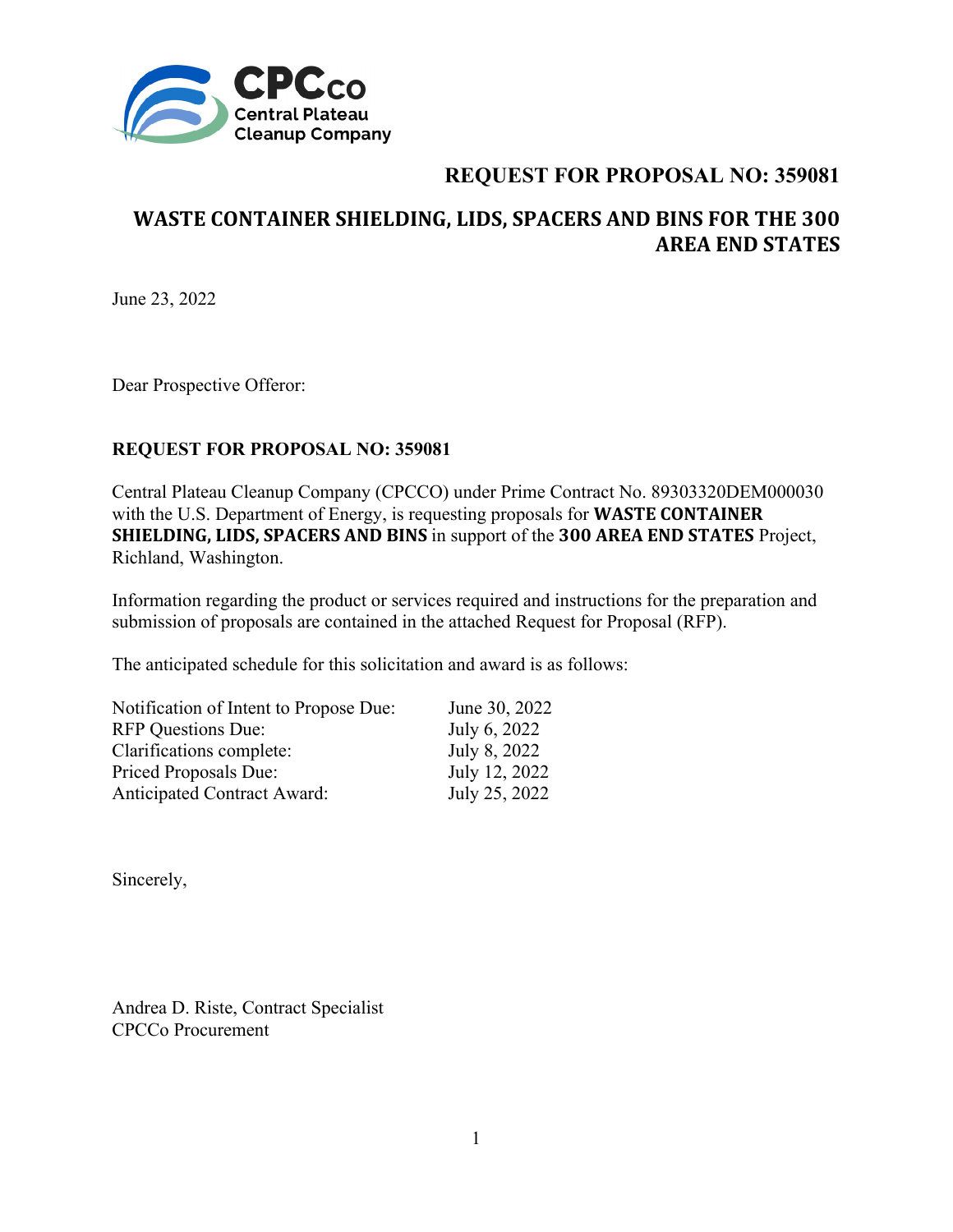CPCco Central Plateau Cleanup Company

# REQUEST FOR PROPOSAL NO: 359081

## WASTE CONTAINER SHIELDING, LIDS, SPACERS AND BINS FOR THE 300 AREA END STATES

June 23, 2022

Dear Prospective Offeror:

**REQUEST FOR PROPOSAL NO: 359081**

Central Plateau Cleanup Company (CPCCO) under Prime Contract No. 89303320DEM000030 with the U.S. Department of Energy, is requesting proposals for **WASTE CONTAINER SHIELDING, LIDS, SPACERS AND BINS** in support of the **300 AREA END STATES** Project, Richland, Washington.

Information regarding the product or services required and instructions for the preparation and submission of proposals are contained in the attached Request for Proposal (RFP).

The anticipated schedule for this solicitation and award is as follows:

| | |
|---|---|
| Notification of Intent to Propose Due: | June 30, 2022 |
| RFP Questions Due: | July 6, 2022 |
| Clarifications complete: | July 8, 2022 |
| Priced Proposals Due: | July 12, 2022 |
| Anticipated Contract Award: | July 25, 2022 |

Sincerely,

Andrea D. Riste, Contract Specialist
CPCCo Procurement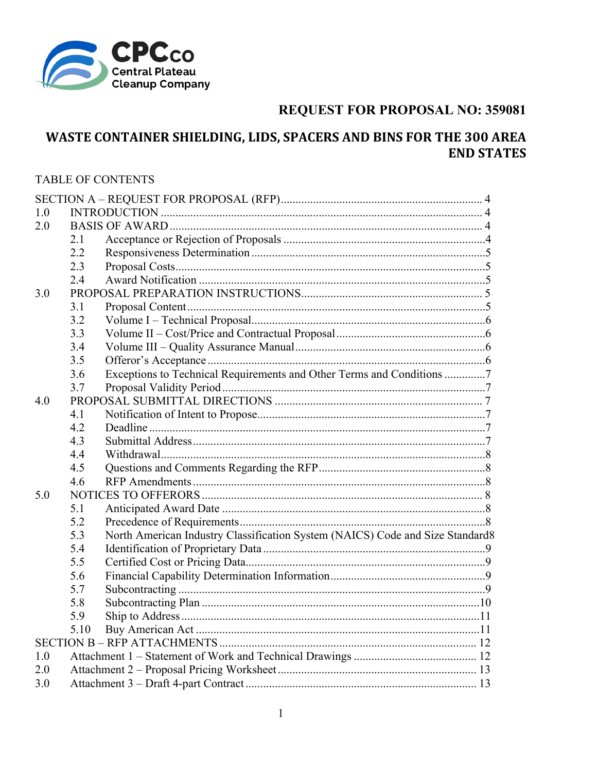CPCco
Central Plateau
Cleanup Company

# REQUEST FOR PROPOSAL NO: 359081

## WASTE CONTAINER SHIELDING, LIDS, SPACERS AND BINS FOR THE 300 AREA END STATES

TABLE OF CONTENTS

| | | | |
|---|---|---|---|
| SECTION A – REQUEST FOR PROPOSAL (RFP) | | | 4 |
| 1.0 | INTRODUCTION | | 4 |
| 2.0 | BASIS OF AWARD | | 4 |
| | 2.1 | Acceptance or Rejection of Proposals | 4 |
| | 2.2 | Responsiveness Determination | 5 |
| | 2.3 | Proposal Costs | 5 |
| | 2.4 | Award Notification | 5 |
| 3.0 | PROPOSAL PREPARATION INSTRUCTIONS | | 5 |
| | 3.1 | Proposal Content | 5 |
| | 3.2 | Volume I – Technical Proposal | 6 |
| | 3.3 | Volume II – Cost/Price and Contractual Proposal | 6 |
| | 3.4 | Volume III – Quality Assurance Manual | 6 |
| | 3.5 | Offeror's Acceptance | 6 |
| | 3.6 | Exceptions to Technical Requirements and Other Terms and Conditions | 7 |
| | 3.7 | Proposal Validity Period | 7 |
| 4.0 | PROPOSAL SUBMITTAL DIRECTIONS | | 7 |
| | 4.1 | Notification of Intent to Propose | 7 |
| | 4.2 | Deadline | 7 |
| | 4.3 | Submittal Address | 7 |
| | 4.4 | Withdrawal | 8 |
| | 4.5 | Questions and Comments Regarding the RFP | 8 |
| | 4.6 | RFP Amendments | 8 |
| 5.0 | NOTICES TO OFFERORS | | 8 |
| | 5.1 | Anticipated Award Date | 8 |
| | 5.2 | Precedence of Requirements | 8 |
| | 5.3 | North American Industry Classification System (NAICS) Code and Size Standard | 8 |
| | 5.4 | Identification of Proprietary Data | 9 |
| | 5.5 | Certified Cost or Pricing Data | 9 |
| | 5.6 | Financial Capability Determination Information | 9 |
| | 5.7 | Subcontracting | 9 |
| | 5.8 | Subcontracting Plan | 10 |
| | 5.9 | Ship to Address | 11 |
| | 5.10 | Buy American Act | 11 |
| SECTION B – RFP ATTACHMENTS | | | 12 |
| 1.0 | Attachment 1 – Statement of Work and Technical Drawings | | 12 |
| 2.0 | Attachment 2 – Proposal Pricing Worksheet | | 13 |
| 3.0 | Attachment 3 – Draft 4-part Contract | | 13 |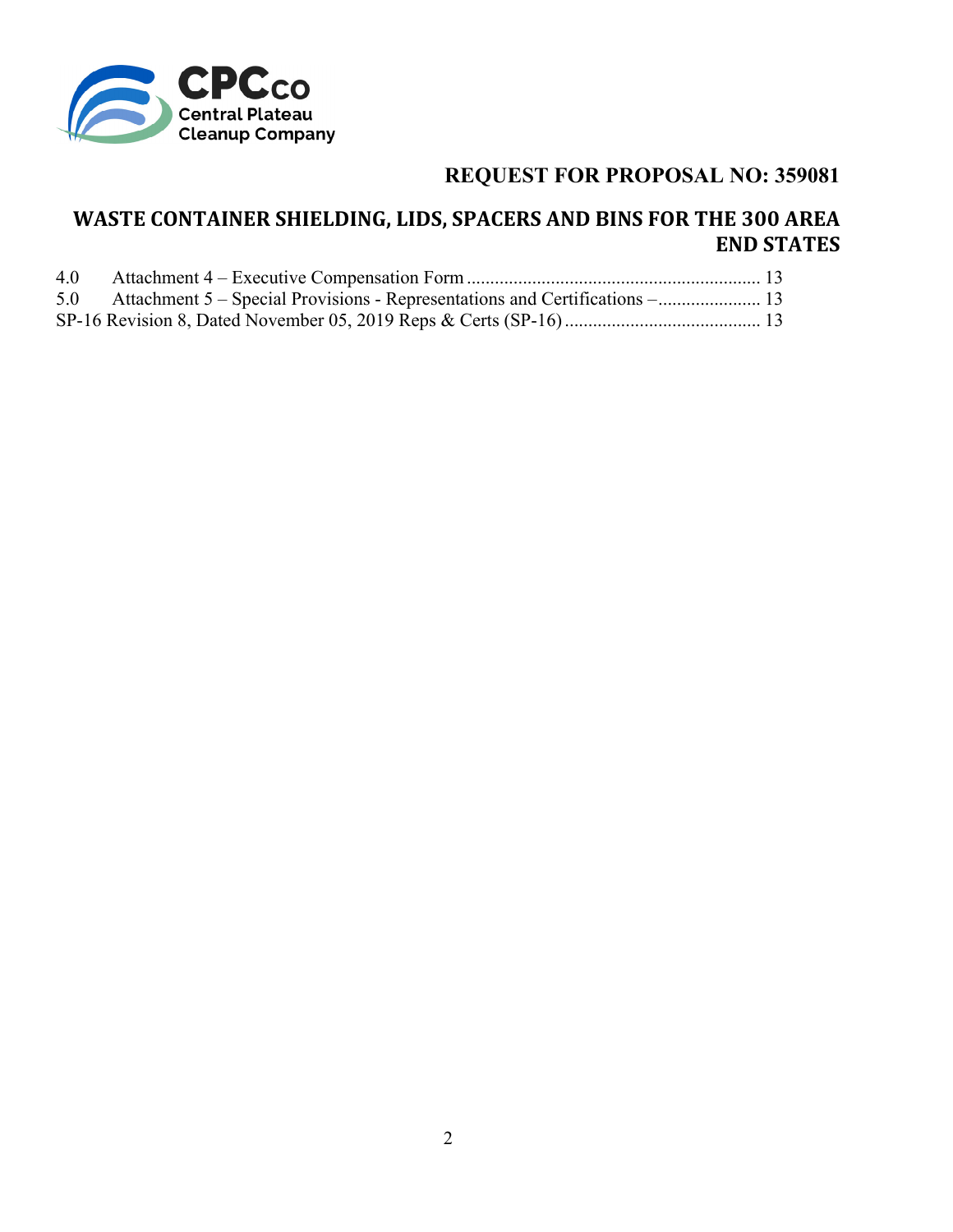# REQUEST FOR PROPOSAL NO: 359081

## WASTE CONTAINER SHIELDING, LIDS, SPACERS AND BINS FOR THE 300 AREA END STATES

4.0 Attachment 4 – Executive Compensation Form .............................................................. 13

5.0 Attachment 5 – Special Provisions - Representations and Certifications –...................... 13

SP-16 Revision 8, Dated November 05, 2019 Reps & Certs (SP-16) .......................................... 13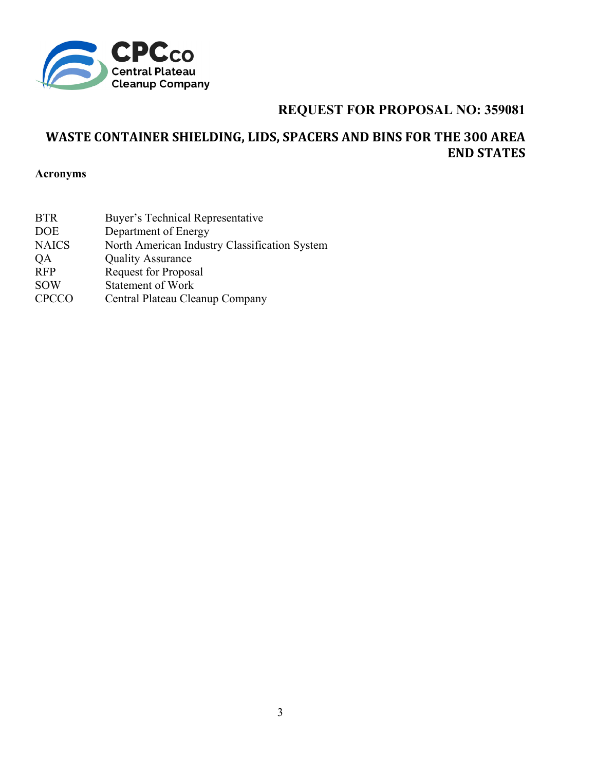# REQUEST FOR PROPOSAL NO: 359081

## WASTE CONTAINER SHIELDING, LIDS, SPACERS AND BINS FOR THE 300 AREA END STATES

**Acronyms**

| | |
|---|---|
| BTR | Buyer's Technical Representative |
| DOE | Department of Energy |
| NAICS | North American Industry Classification System |
| QA | Quality Assurance |
| RFP | Request for Proposal |
| SOW | Statement of Work |
| CPCCO | Central Plateau Cleanup Company |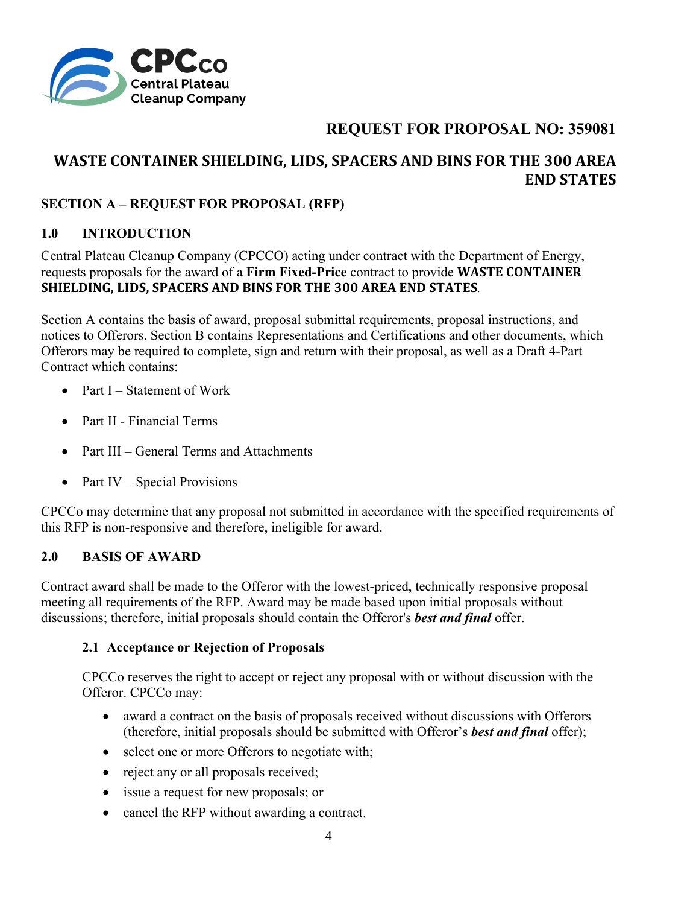# REQUEST FOR PROPOSAL NO: 359081

# WASTE CONTAINER SHIELDING, LIDS, SPACERS AND BINS FOR THE 300 AREA END STATES

## SECTION A – REQUEST FOR PROPOSAL (RFP)

### 1.0 INTRODUCTION

Central Plateau Cleanup Company (CPCCO) acting under contract with the Department of Energy, requests proposals for the award of a **Firm Fixed-Price** contract to provide **WASTE CONTAINER SHIELDING, LIDS, SPACERS AND BINS FOR THE 300 AREA END STATES**.

Section A contains the basis of award, proposal submittal requirements, proposal instructions, and notices to Offerors. Section B contains Representations and Certifications and other documents, which Offerors may be required to complete, sign and return with their proposal, as well as a Draft 4-Part Contract which contains:

- Part I – Statement of Work
- Part II - Financial Terms
- Part III – General Terms and Attachments
- Part IV – Special Provisions

CPCCo may determine that any proposal not submitted in accordance with the specified requirements of this RFP is non-responsive and therefore, ineligible for award.

### 2.0 BASIS OF AWARD

Contract award shall be made to the Offeror with the lowest-priced, technically responsive proposal meeting all requirements of the RFP. Award may be made based upon initial proposals without discussions; therefore, initial proposals should contain the Offeror's ***best and final*** offer.

#### 2.1 Acceptance or Rejection of Proposals

CPCCo reserves the right to accept or reject any proposal with or without discussion with the Offeror. CPCCo may:

- award a contract on the basis of proposals received without discussions with Offerors (therefore, initial proposals should be submitted with Offeror's ***best and final*** offer);
- select one or more Offerors to negotiate with;
- reject any or all proposals received;
- issue a request for new proposals; or
- cancel the RFP without awarding a contract.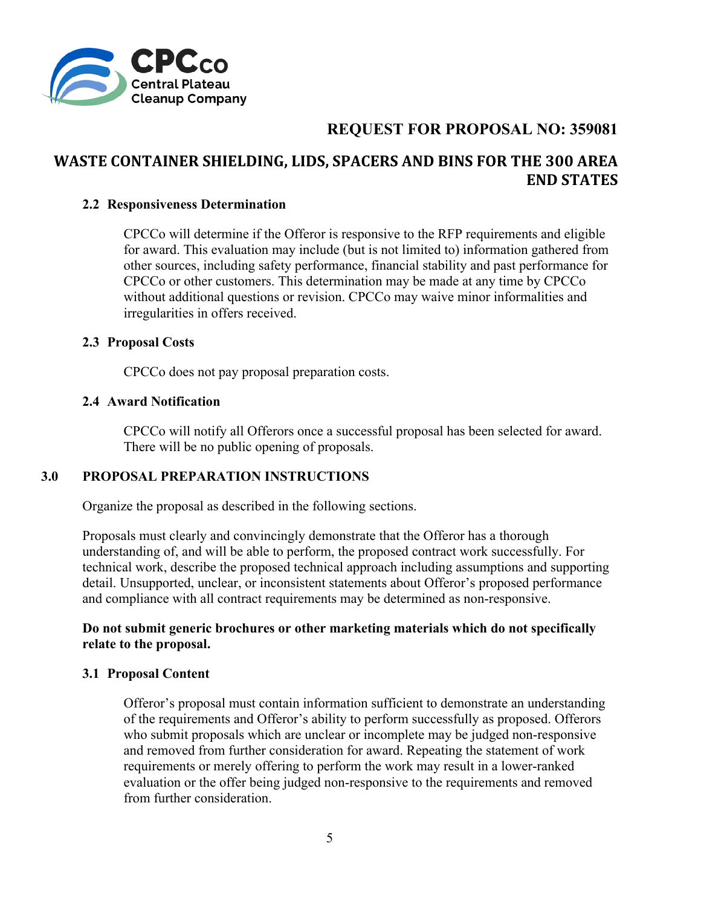### 2.2 Responsiveness Determination

CPCCo will determine if the Offeror is responsive to the RFP requirements and eligible for award. This evaluation may include (but is not limited to) information gathered from other sources, including safety performance, financial stability and past performance for CPCCo or other customers. This determination may be made at any time by CPCCo without additional questions or revision. CPCCo may waive minor informalities and irregularities in offers received.

### 2.3 Proposal Costs

CPCCo does not pay proposal preparation costs.

### 2.4 Award Notification

CPCCo will notify all Offerors once a successful proposal has been selected for award. There will be no public opening of proposals.

## 3.0 PROPOSAL PREPARATION INSTRUCTIONS

Organize the proposal as described in the following sections.

Proposals must clearly and convincingly demonstrate that the Offeror has a thorough understanding of, and will be able to perform, the proposed contract work successfully. For technical work, describe the proposed technical approach including assumptions and supporting detail. Unsupported, unclear, or inconsistent statements about Offeror's proposed performance and compliance with all contract requirements may be determined as non-responsive.

**Do not submit generic brochures or other marketing materials which do not specifically relate to the proposal.**

### 3.1 Proposal Content

Offeror's proposal must contain information sufficient to demonstrate an understanding of the requirements and Offeror's ability to perform successfully as proposed. Offerors who submit proposals which are unclear or incomplete may be judged non-responsive and removed from further consideration for award. Repeating the statement of work requirements or merely offering to perform the work may result in a lower-ranked evaluation or the offer being judged non-responsive to the requirements and removed from further consideration.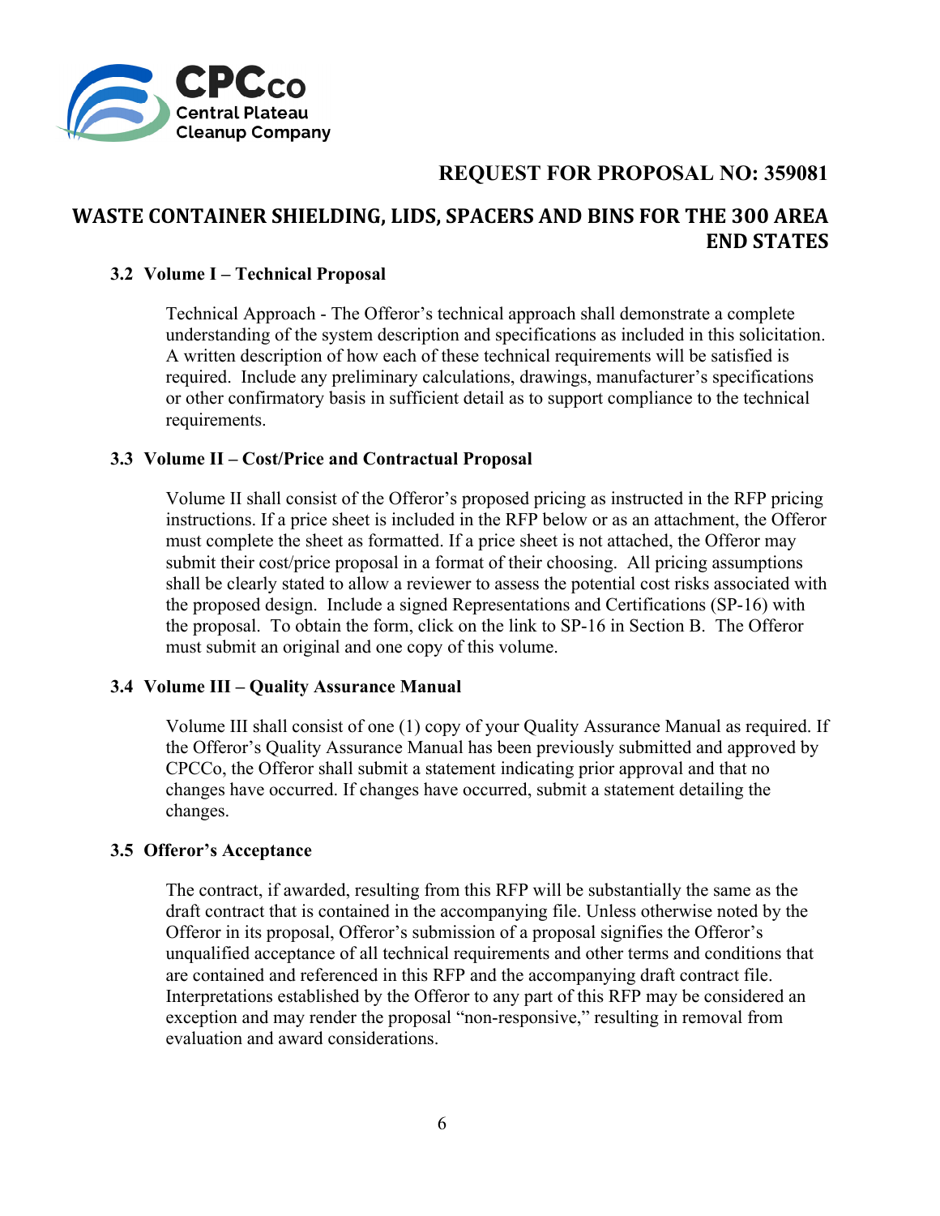### 3.2 Volume I – Technical Proposal

Technical Approach - The Offeror's technical approach shall demonstrate a complete understanding of the system description and specifications as included in this solicitation. A written description of how each of these technical requirements will be satisfied is required. Include any preliminary calculations, drawings, manufacturer's specifications or other confirmatory basis in sufficient detail as to support compliance to the technical requirements.

### 3.3 Volume II – Cost/Price and Contractual Proposal

Volume II shall consist of the Offeror's proposed pricing as instructed in the RFP pricing instructions. If a price sheet is included in the RFP below or as an attachment, the Offeror must complete the sheet as formatted. If a price sheet is not attached, the Offeror may submit their cost/price proposal in a format of their choosing. All pricing assumptions shall be clearly stated to allow a reviewer to assess the potential cost risks associated with the proposed design. Include a signed Representations and Certifications (SP-16) with the proposal. To obtain the form, click on the link to SP-16 in Section B. The Offeror must submit an original and one copy of this volume.

### 3.4 Volume III – Quality Assurance Manual

Volume III shall consist of one (1) copy of your Quality Assurance Manual as required. If the Offeror's Quality Assurance Manual has been previously submitted and approved by CPCCo, the Offeror shall submit a statement indicating prior approval and that no changes have occurred. If changes have occurred, submit a statement detailing the changes.

### 3.5 Offeror's Acceptance

The contract, if awarded, resulting from this RFP will be substantially the same as the draft contract that is contained in the accompanying file. Unless otherwise noted by the Offeror in its proposal, Offeror's submission of a proposal signifies the Offeror's unqualified acceptance of all technical requirements and other terms and conditions that are contained and referenced in this RFP and the accompanying draft contract file. Interpretations established by the Offeror to any part of this RFP may be considered an exception and may render the proposal "non-responsive," resulting in removal from evaluation and award considerations.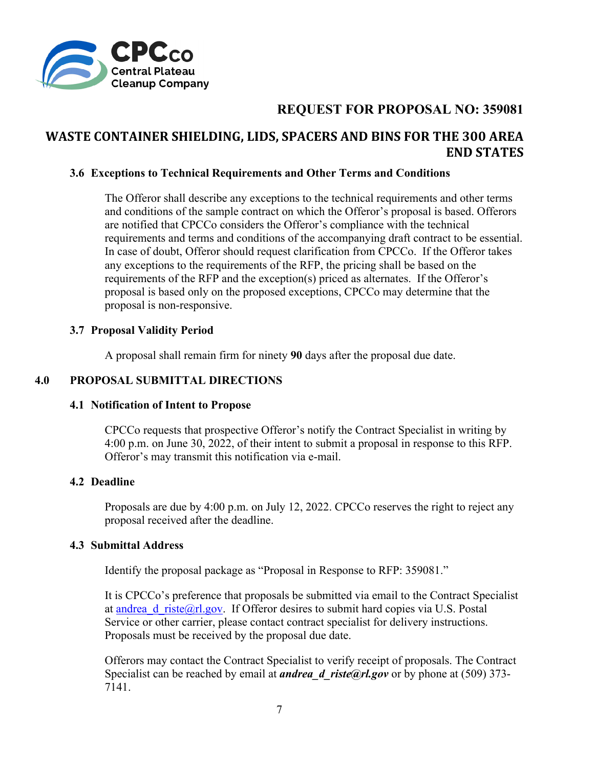### 3.6 Exceptions to Technical Requirements and Other Terms and Conditions

The Offeror shall describe any exceptions to the technical requirements and other terms and conditions of the sample contract on which the Offeror's proposal is based. Offerors are notified that CPCCo considers the Offeror's compliance with the technical requirements and terms and conditions of the accompanying draft contract to be essential. In case of doubt, Offeror should request clarification from CPCCo. If the Offeror takes any exceptions to the requirements of the RFP, the pricing shall be based on the requirements of the RFP and the exception(s) priced as alternates. If the Offeror's proposal is based only on the proposed exceptions, CPCCo may determine that the proposal is non-responsive.

### 3.7 Proposal Validity Period

A proposal shall remain firm for ninety **90** days after the proposal due date.

## 4.0 PROPOSAL SUBMITTAL DIRECTIONS

### 4.1 Notification of Intent to Propose

CPCCo requests that prospective Offeror's notify the Contract Specialist in writing by 4:00 p.m. on June 30, 2022, of their intent to submit a proposal in response to this RFP. Offeror's may transmit this notification via e-mail.

### 4.2 Deadline

Proposals are due by 4:00 p.m. on July 12, 2022. CPCCo reserves the right to reject any proposal received after the deadline.

### 4.3 Submittal Address

Identify the proposal package as "Proposal in Response to RFP: 359081."

It is CPCCo's preference that proposals be submitted via email to the Contract Specialist at andrea_d_riste@rl.gov. If Offeror desires to submit hard copies via U.S. Postal Service or other carrier, please contact contract specialist for delivery instructions. Proposals must be received by the proposal due date.

Offerors may contact the Contract Specialist to verify receipt of proposals. The Contract Specialist can be reached by email at ***andrea_d_riste@rl.gov*** or by phone at (509) 373-7141.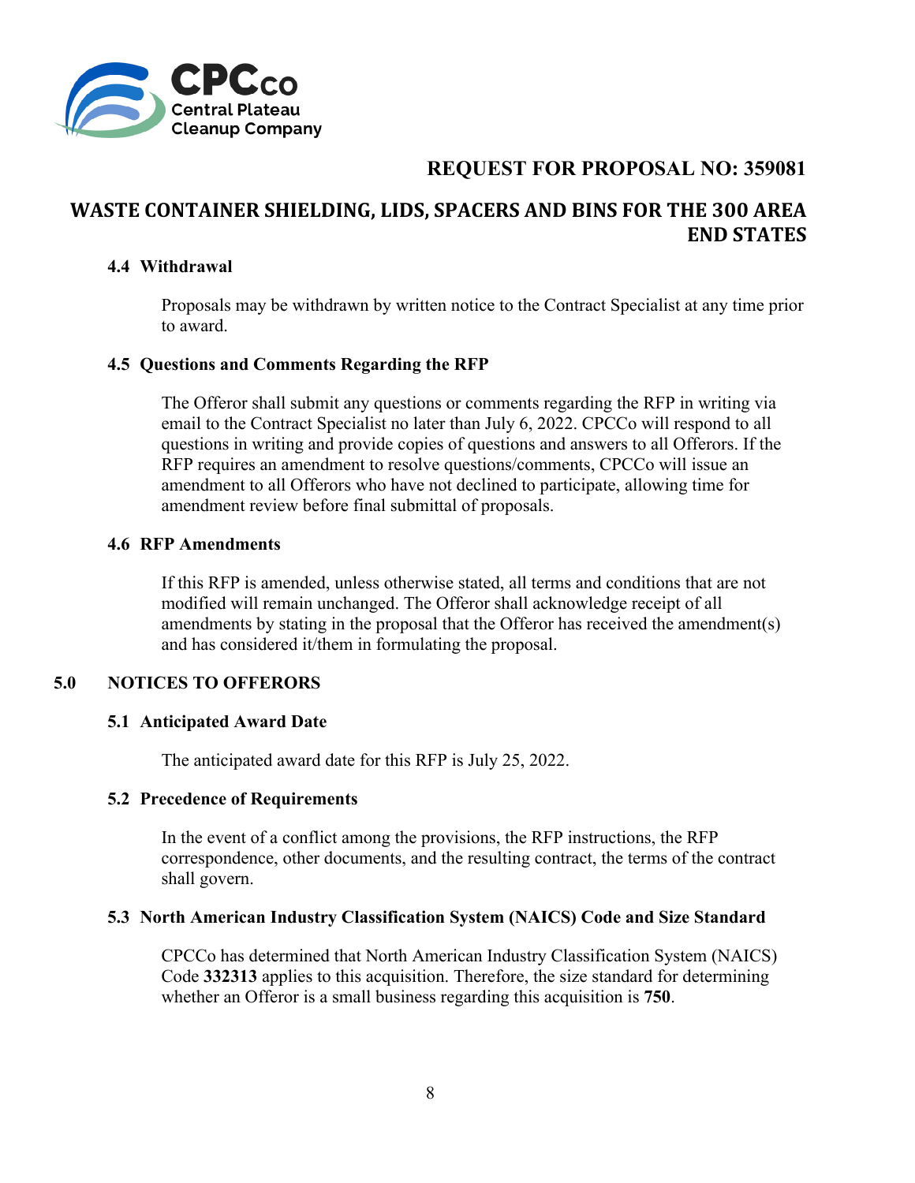### 4.4 Withdrawal

Proposals may be withdrawn by written notice to the Contract Specialist at any time prior to award.

### 4.5 Questions and Comments Regarding the RFP

The Offeror shall submit any questions or comments regarding the RFP in writing via email to the Contract Specialist no later than July 6, 2022. CPCCo will respond to all questions in writing and provide copies of questions and answers to all Offerors. If the RFP requires an amendment to resolve questions/comments, CPCCo will issue an amendment to all Offerors who have not declined to participate, allowing time for amendment review before final submittal of proposals.

### 4.6 RFP Amendments

If this RFP is amended, unless otherwise stated, all terms and conditions that are not modified will remain unchanged. The Offeror shall acknowledge receipt of all amendments by stating in the proposal that the Offeror has received the amendment(s) and has considered it/them in formulating the proposal.

## 5.0 NOTICES TO OFFERORS

### 5.1 Anticipated Award Date

The anticipated award date for this RFP is July 25, 2022.

### 5.2 Precedence of Requirements

In the event of a conflict among the provisions, the RFP instructions, the RFP correspondence, other documents, and the resulting contract, the terms of the contract shall govern.

### 5.3 North American Industry Classification System (NAICS) Code and Size Standard

CPCCo has determined that North American Industry Classification System (NAICS) Code **332313** applies to this acquisition. Therefore, the size standard for determining whether an Offeror is a small business regarding this acquisition is **750**.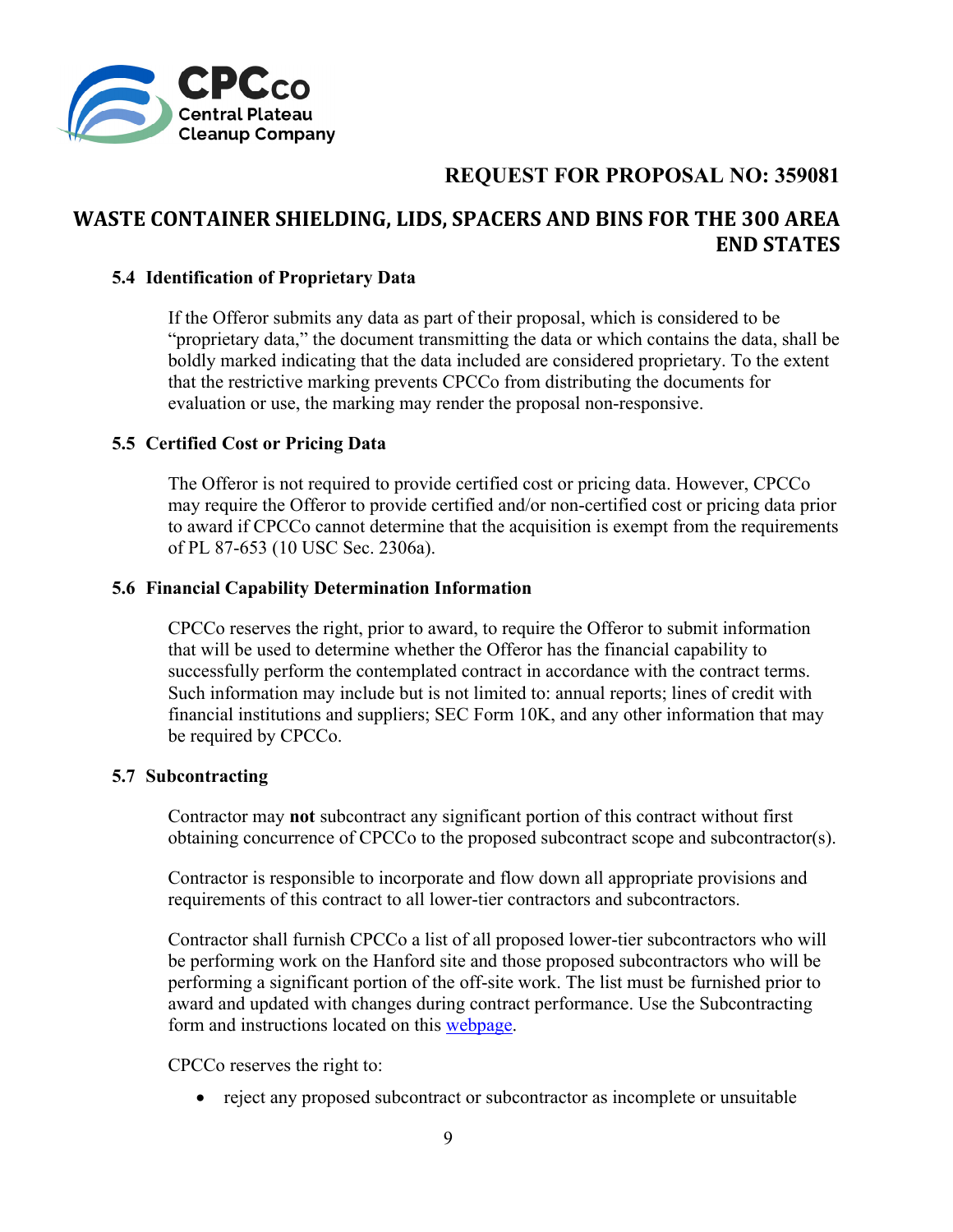### 5.4 Identification of Proprietary Data

If the Offeror submits any data as part of their proposal, which is considered to be "proprietary data," the document transmitting the data or which contains the data, shall be boldly marked indicating that the data included are considered proprietary. To the extent that the restrictive marking prevents CPCCo from distributing the documents for evaluation or use, the marking may render the proposal non-responsive.

### 5.5 Certified Cost or Pricing Data

The Offeror is not required to provide certified cost or pricing data. However, CPCCo may require the Offeror to provide certified and/or non-certified cost or pricing data prior to award if CPCCo cannot determine that the acquisition is exempt from the requirements of PL 87-653 (10 USC Sec. 2306a).

### 5.6 Financial Capability Determination Information

CPCCo reserves the right, prior to award, to require the Offeror to submit information that will be used to determine whether the Offeror has the financial capability to successfully perform the contemplated contract in accordance with the contract terms. Such information may include but is not limited to: annual reports; lines of credit with financial institutions and suppliers; SEC Form 10K, and any other information that may be required by CPCCo.

### 5.7 Subcontracting

Contractor may **not** subcontract any significant portion of this contract without first obtaining concurrence of CPCCo to the proposed subcontract scope and subcontractor(s).

Contractor is responsible to incorporate and flow down all appropriate provisions and requirements of this contract to all lower-tier contractors and subcontractors.

Contractor shall furnish CPCCo a list of all proposed lower-tier subcontractors who will be performing work on the Hanford site and those proposed subcontractors who will be performing a significant portion of the off-site work. The list must be furnished prior to award and updated with changes during contract performance. Use the Subcontracting form and instructions located on this webpage.

CPCCo reserves the right to:

- reject any proposed subcontract or subcontractor as incomplete or unsuitable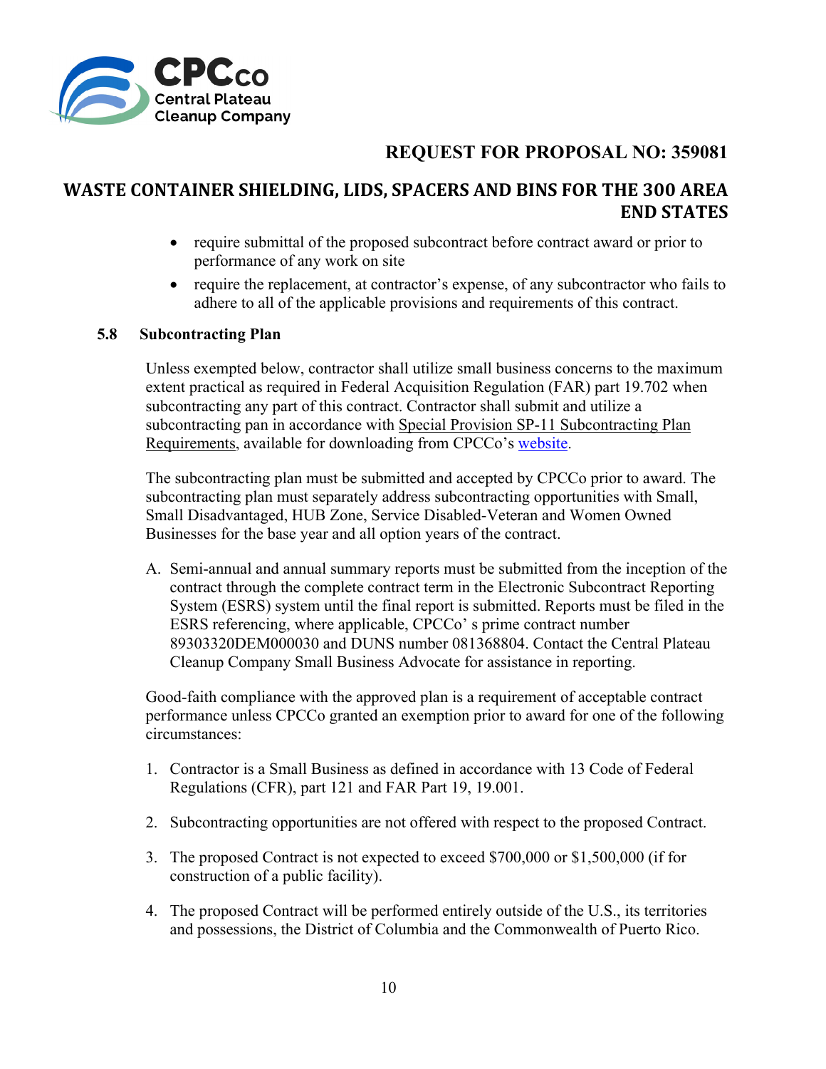- require submittal of the proposed subcontract before contract award or prior to performance of any work on site
- require the replacement, at contractor's expense, of any subcontractor who fails to adhere to all of the applicable provisions and requirements of this contract.

### 5.8 Subcontracting Plan

Unless exempted below, contractor shall utilize small business concerns to the maximum extent practical as required in Federal Acquisition Regulation (FAR) part 19.702 when subcontracting any part of this contract. Contractor shall submit and utilize a subcontracting pan in accordance with Special Provision SP-11 Subcontracting Plan Requirements, available for downloading from CPCCo's website.

The subcontracting plan must be submitted and accepted by CPCCo prior to award. The subcontracting plan must separately address subcontracting opportunities with Small, Small Disadvantaged, HUB Zone, Service Disabled-Veteran and Women Owned Businesses for the base year and all option years of the contract.

A. Semi-annual and annual summary reports must be submitted from the inception of the contract through the complete contract term in the Electronic Subcontract Reporting System (ESRS) system until the final report is submitted. Reports must be filed in the ESRS referencing, where applicable, CPCCo' s prime contract number 89303320DEM000030 and DUNS number 081368804. Contact the Central Plateau Cleanup Company Small Business Advocate for assistance in reporting.

Good-faith compliance with the approved plan is a requirement of acceptable contract performance unless CPCCo granted an exemption prior to award for one of the following circumstances:

1. Contractor is a Small Business as defined in accordance with 13 Code of Federal Regulations (CFR), part 121 and FAR Part 19, 19.001.
2. Subcontracting opportunities are not offered with respect to the proposed Contract.
3. The proposed Contract is not expected to exceed $700,000 or $1,500,000 (if for construction of a public facility).
4. The proposed Contract will be performed entirely outside of the U.S., its territories and possessions, the District of Columbia and the Commonwealth of Puerto Rico.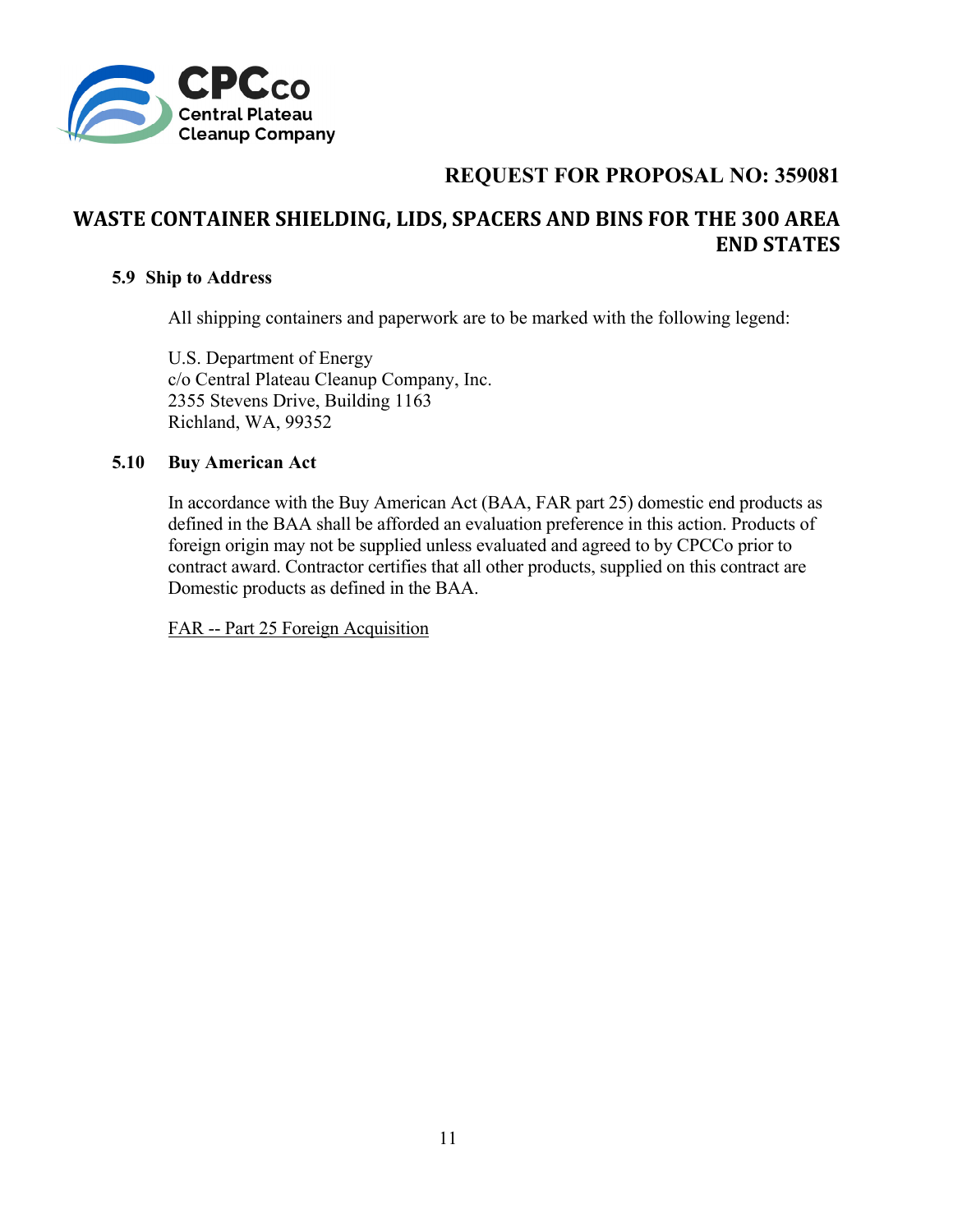### 5.9 Ship to Address

All shipping containers and paperwork are to be marked with the following legend:

U.S. Department of Energy
c/o Central Plateau Cleanup Company, Inc.
2355 Stevens Drive, Building 1163
Richland, WA, 99352

### 5.10 Buy American Act

In accordance with the Buy American Act (BAA, FAR part 25) domestic end products as defined in the BAA shall be afforded an evaluation preference in this action. Products of foreign origin may not be supplied unless evaluated and agreed to by CPCCo prior to contract award. Contractor certifies that all other products, supplied on this contract are Domestic products as defined in the BAA.

FAR -- Part 25 Foreign Acquisition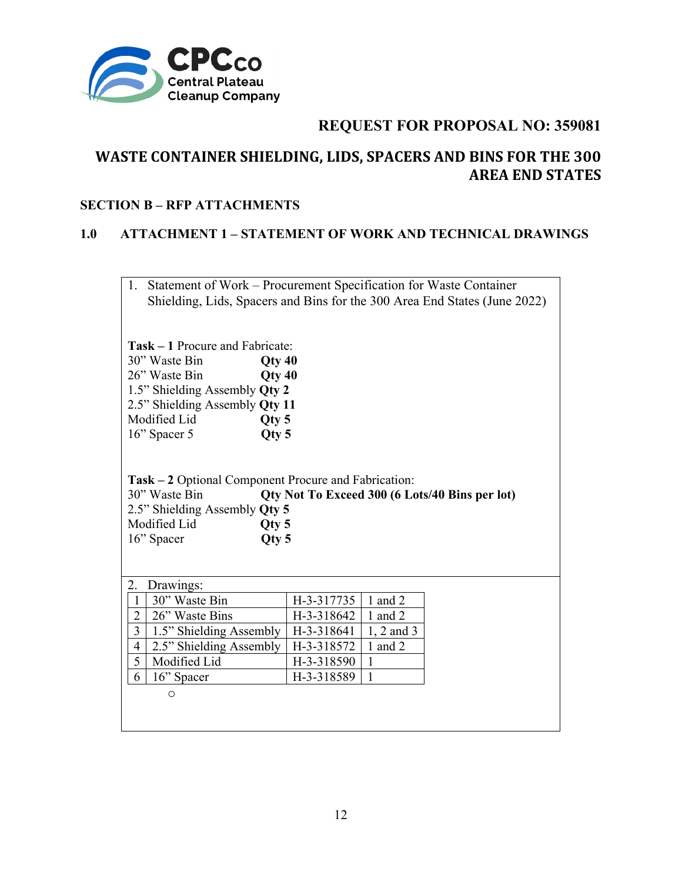CPCco Central Plateau Cleanup Company

# REQUEST FOR PROPOSAL NO: 359081

## WASTE CONTAINER SHIELDING, LIDS, SPACERS AND BINS FOR THE 300 AREA END STATES

## SECTION B – RFP ATTACHMENTS

## 1.0 ATTACHMENT 1 – STATEMENT OF WORK AND TECHNICAL DRAWINGS

1. Statement of Work – Procurement Specification for Waste Container Shielding, Lids, Spacers and Bins for the 300 Area End States (June 2022)

**Task – 1** Procure and Fabricate:

| | |
|---|---|
| 30" Waste Bin | **Qty 40** |
| 26" Waste Bin | **Qty 40** |
| 1.5" Shielding Assembly | **Qty 2** |
| 2.5" Shielding Assembly | **Qty 11** |
| Modified Lid | **Qty 5** |
| 16" Spacer 5 | **Qty 5** |

**Task – 2** Optional Component Procure and Fabrication:

| | |
|---|---|
| 30" Waste Bin | **Qty Not To Exceed 300 (6 Lots/40 Bins per lot)** |
| 2.5" Shielding Assembly | **Qty 5** |
| Modified Lid | **Qty 5** |
| 16" Spacer | **Qty 5** |

2. Drawings:

| | | | |
|---|---|---|---|
| 1 | 30" Waste Bin | H-3-317735 | 1 and 2 |
| 2 | 26" Waste Bins | H-3-318642 | 1 and 2 |
| 3 | 1.5" Shielding Assembly | H-3-318641 | 1, 2 and 3 |
| 4 | 2.5" Shielding Assembly | H-3-318572 | 1 and 2 |
| 5 | Modified Lid | H-3-318590 | 1 |
| 6 | 16" Spacer | H-3-318589 | 1 |

-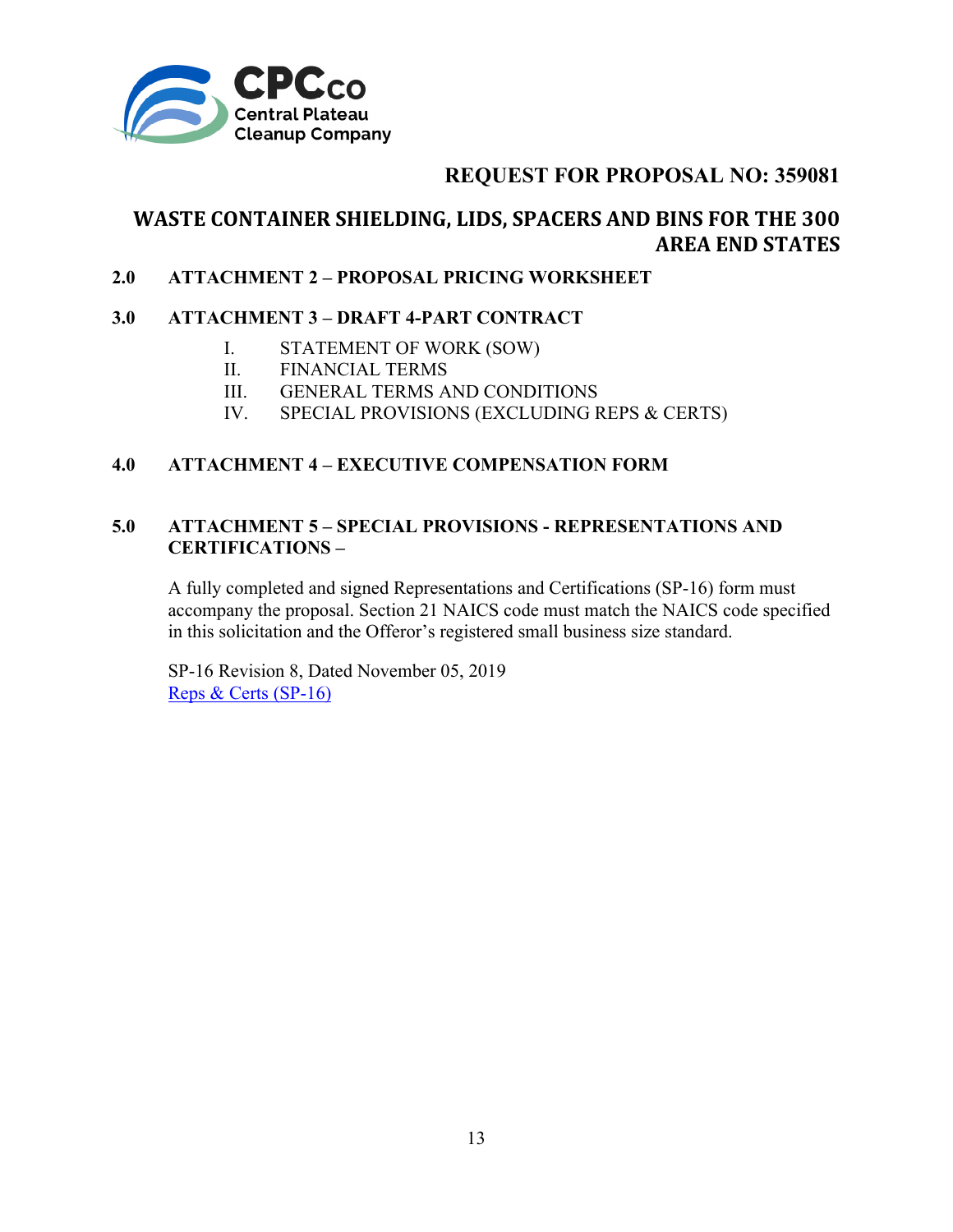# REQUEST FOR PROPOSAL NO: 359081

## WASTE CONTAINER SHIELDING, LIDS, SPACERS AND BINS FOR THE 300 AREA END STATES

### 2.0 ATTACHMENT 2 – PROPOSAL PRICING WORKSHEET

### 3.0 ATTACHMENT 3 – DRAFT 4-PART CONTRACT

I. STATEMENT OF WORK (SOW)
II. FINANCIAL TERMS
III. GENERAL TERMS AND CONDITIONS
IV. SPECIAL PROVISIONS (EXCLUDING REPS & CERTS)

### 4.0 ATTACHMENT 4 – EXECUTIVE COMPENSATION FORM

### 5.0 ATTACHMENT 5 – SPECIAL PROVISIONS - REPRESENTATIONS AND CERTIFICATIONS –

A fully completed and signed Representations and Certifications (SP-16) form must accompany the proposal. Section 21 NAICS code must match the NAICS code specified in this solicitation and the Offeror's registered small business size standard.

SP-16 Revision 8, Dated November 05, 2019
Reps & Certs (SP-16)